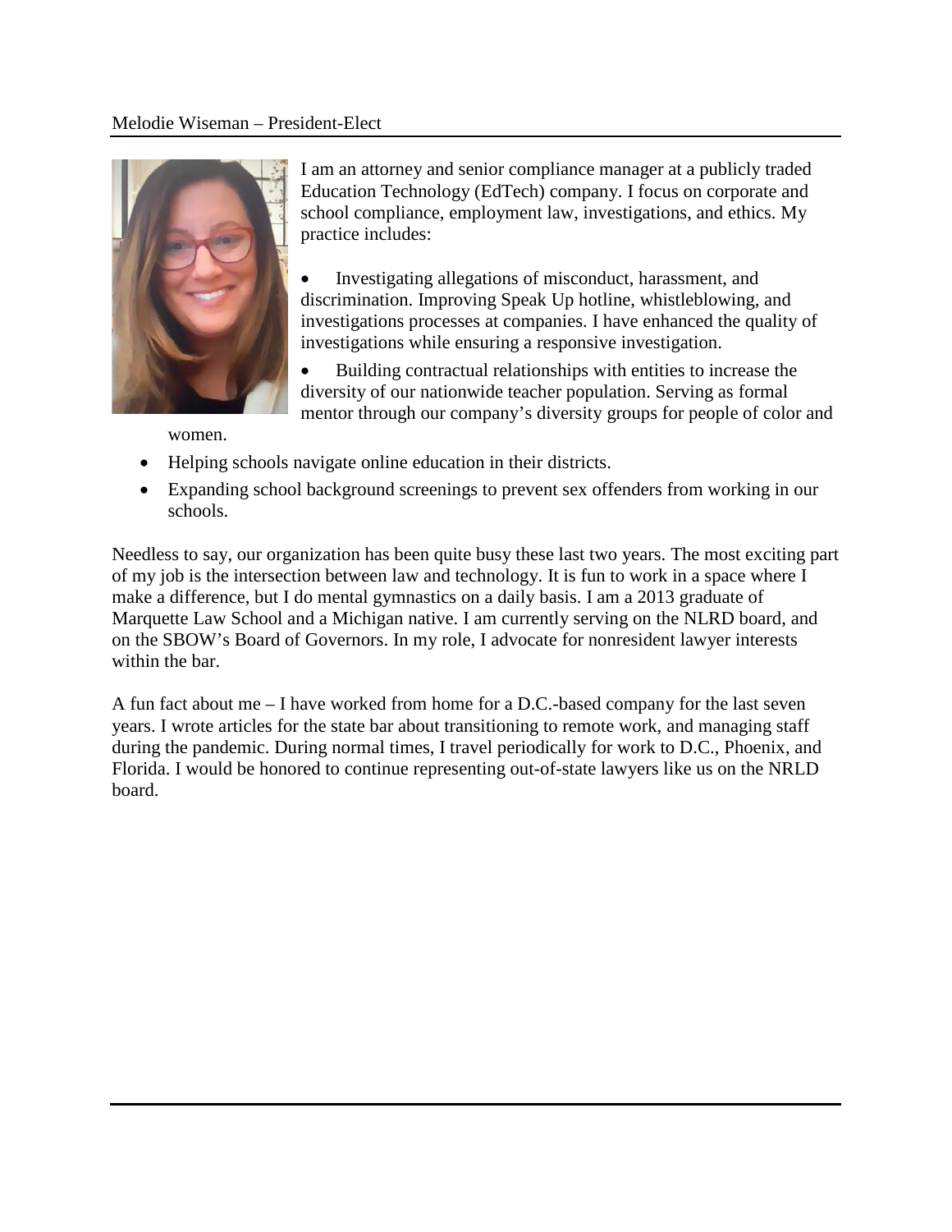## Melodie Wiseman – President-Elect

I am an attorney and senior compliance manager at a publicly traded Education Technology (EdTech) company. I focus on corporate and school compliance, employment law, investigations, and ethics. My practice includes:

- Investigating allegations of misconduct, harassment, and discrimination. Improving Speak Up hotline, whistleblowing, and investigations processes at companies. I have enhanced the quality of investigations while ensuring a responsive investigation.
- Building contractual relationships with entities to increase the diversity of our nationwide teacher population. Serving as formal mentor through our company's diversity groups for people of color and women.
- Helping schools navigate online education in their districts.
- Expanding school background screenings to prevent sex offenders from working in our schools.

Needless to say, our organization has been quite busy these last two years. The most exciting part of my job is the intersection between law and technology. It is fun to work in a space where I make a difference, but I do mental gymnastics on a daily basis. I am a 2013 graduate of Marquette Law School and a Michigan native. I am currently serving on the NLRD board, and on the SBOW's Board of Governors. In my role, I advocate for nonresident lawyer interests within the bar.

A fun fact about me – I have worked from home for a D.C.-based company for the last seven years. I wrote articles for the state bar about transitioning to remote work, and managing staff during the pandemic. During normal times, I travel periodically for work to D.C., Phoenix, and Florida. I would be honored to continue representing out-of-state lawyers like us on the NRLD board.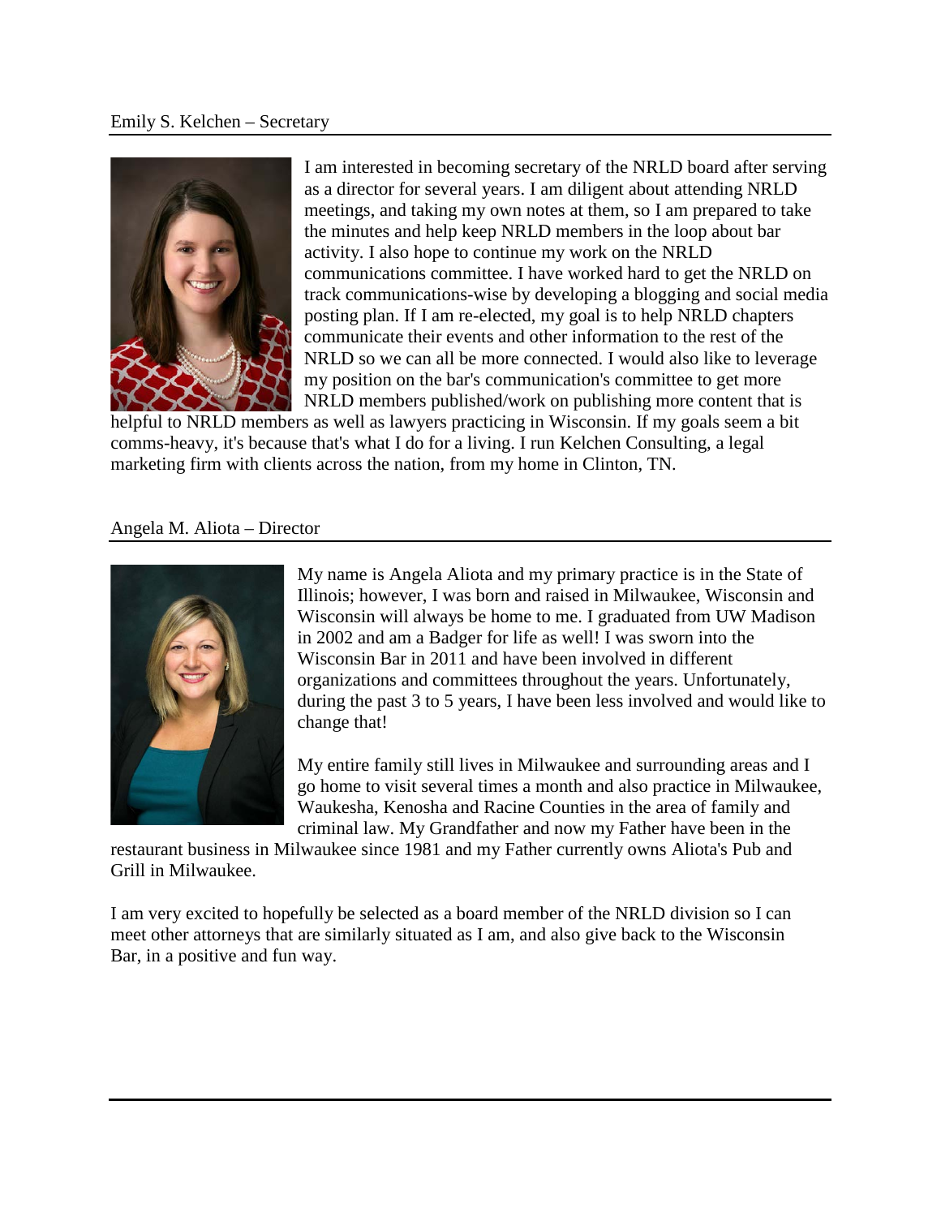## Emily S. Kelchen – Secretary

I am interested in becoming secretary of the NRLD board after serving as a director for several years. I am diligent about attending NRLD meetings, and taking my own notes at them, so I am prepared to take the minutes and help keep NRLD members in the loop about bar activity. I also hope to continue my work on the NRLD communications committee. I have worked hard to get the NRLD on track communications-wise by developing a blogging and social media posting plan. If I am re-elected, my goal is to help NRLD chapters communicate their events and other information to the rest of the NRLD so we can all be more connected. I would also like to leverage my position on the bar's communication's committee to get more NRLD members published/work on publishing more content that is helpful to NRLD members as well as lawyers practicing in Wisconsin. If my goals seem a bit comms-heavy, it's because that's what I do for a living. I run Kelchen Consulting, a legal marketing firm with clients across the nation, from my home in Clinton, TN.

## Angela M. Aliota – Director

My name is Angela Aliota and my primary practice is in the State of Illinois; however, I was born and raised in Milwaukee, Wisconsin and Wisconsin will always be home to me. I graduated from UW Madison in 2002 and am a Badger for life as well! I was sworn into the Wisconsin Bar in 2011 and have been involved in different organizations and committees throughout the years. Unfortunately, during the past 3 to 5 years, I have been less involved and would like to change that!

My entire family still lives in Milwaukee and surrounding areas and I go home to visit several times a month and also practice in Milwaukee, Waukesha, Kenosha and Racine Counties in the area of family and criminal law. My Grandfather and now my Father have been in the restaurant business in Milwaukee since 1981 and my Father currently owns Aliota's Pub and Grill in Milwaukee.

I am very excited to hopefully be selected as a board member of the NRLD division so I can meet other attorneys that are similarly situated as I am, and also give back to the Wisconsin Bar, in a positive and fun way.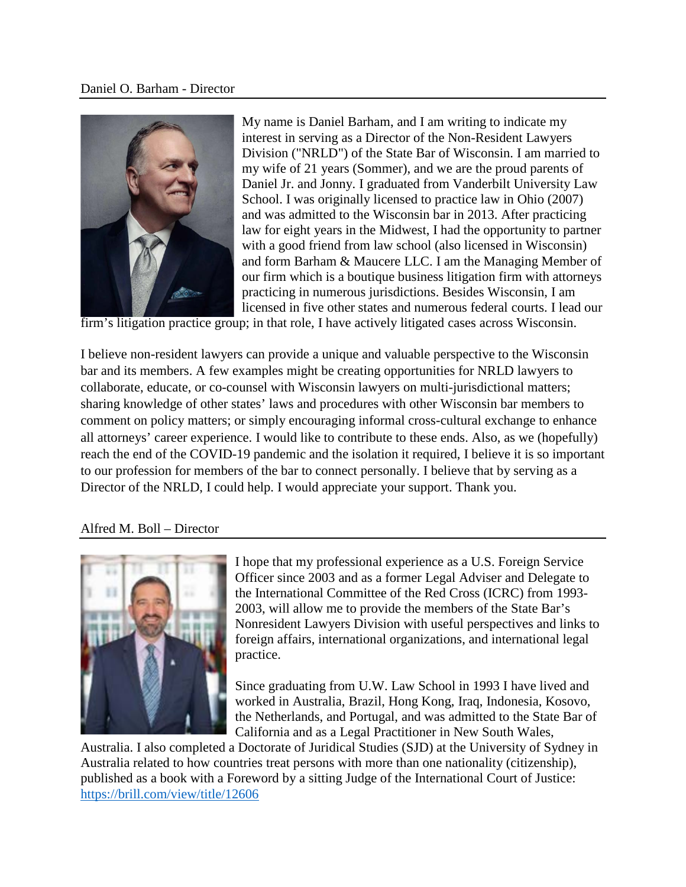## Daniel O. Barham - Director

My name is Daniel Barham, and I am writing to indicate my interest in serving as a Director of the Non-Resident Lawyers Division ("NRLD") of the State Bar of Wisconsin. I am married to my wife of 21 years (Sommer), and we are the proud parents of Daniel Jr. and Jonny. I graduated from Vanderbilt University Law School. I was originally licensed to practice law in Ohio (2007) and was admitted to the Wisconsin bar in 2013. After practicing law for eight years in the Midwest, I had the opportunity to partner with a good friend from law school (also licensed in Wisconsin) and form Barham & Maucere LLC. I am the Managing Member of our firm which is a boutique business litigation firm with attorneys practicing in numerous jurisdictions. Besides Wisconsin, I am licensed in five other states and numerous federal courts. I lead our firm's litigation practice group; in that role, I have actively litigated cases across Wisconsin.

I believe non-resident lawyers can provide a unique and valuable perspective to the Wisconsin bar and its members. A few examples might be creating opportunities for NRLD lawyers to collaborate, educate, or co-counsel with Wisconsin lawyers on multi-jurisdictional matters; sharing knowledge of other states' laws and procedures with other Wisconsin bar members to comment on policy matters; or simply encouraging informal cross-cultural exchange to enhance all attorneys' career experience. I would like to contribute to these ends. Also, as we (hopefully) reach the end of the COVID-19 pandemic and the isolation it required, I believe it is so important to our profession for members of the bar to connect personally. I believe that by serving as a Director of the NRLD, I could help. I would appreciate your support. Thank you.

## Alfred M. Boll – Director

I hope that my professional experience as a U.S. Foreign Service Officer since 2003 and as a former Legal Adviser and Delegate to the International Committee of the Red Cross (ICRC) from 1993-2003, will allow me to provide the members of the State Bar's Nonresident Lawyers Division with useful perspectives and links to foreign affairs, international organizations, and international legal practice.

Since graduating from U.W. Law School in 1993 I have lived and worked in Australia, Brazil, Hong Kong, Iraq, Indonesia, Kosovo, the Netherlands, and Portugal, and was admitted to the State Bar of California and as a Legal Practitioner in New South Wales, Australia. I also completed a Doctorate of Juridical Studies (SJD) at the University of Sydney in Australia related to how countries treat persons with more than one nationality (citizenship), published as a book with a Foreword by a sitting Judge of the International Court of Justice: https://brill.com/view/title/12606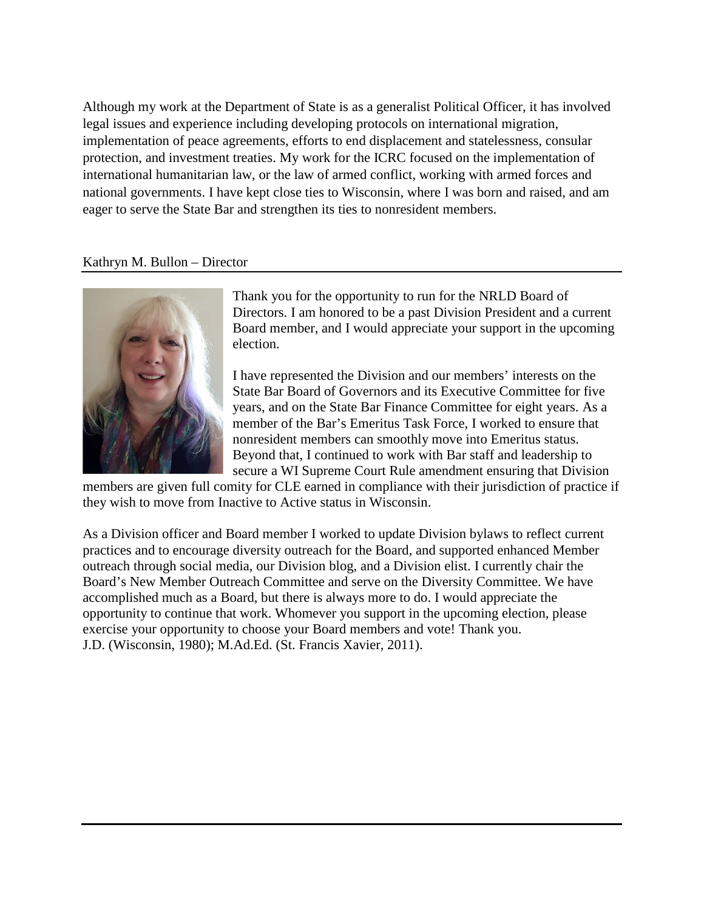Although my work at the Department of State is as a generalist Political Officer, it has involved legal issues and experience including developing protocols on international migration, implementation of peace agreements, efforts to end displacement and statelessness, consular protection, and investment treaties. My work for the ICRC focused on the implementation of international humanitarian law, or the law of armed conflict, working with armed forces and national governments. I have kept close ties to Wisconsin, where I was born and raised, and am eager to serve the State Bar and strengthen its ties to nonresident members.

## Kathryn M. Bullon – Director

Thank you for the opportunity to run for the NRLD Board of Directors. I am honored to be a past Division President and a current Board member, and I would appreciate your support in the upcoming election.

I have represented the Division and our members' interests on the State Bar Board of Governors and its Executive Committee for five years, and on the State Bar Finance Committee for eight years. As a member of the Bar's Emeritus Task Force, I worked to ensure that nonresident members can smoothly move into Emeritus status. Beyond that, I continued to work with Bar staff and leadership to secure a WI Supreme Court Rule amendment ensuring that Division members are given full comity for CLE earned in compliance with their jurisdiction of practice if they wish to move from Inactive to Active status in Wisconsin.

As a Division officer and Board member I worked to update Division bylaws to reflect current practices and to encourage diversity outreach for the Board, and supported enhanced Member outreach through social media, our Division blog, and a Division elist. I currently chair the Board's New Member Outreach Committee and serve on the Diversity Committee. We have accomplished much as a Board, but there is always more to do. I would appreciate the opportunity to continue that work. Whomever you support in the upcoming election, please exercise your opportunity to choose your Board members and vote! Thank you.
J.D. (Wisconsin, 1980); M.Ad.Ed. (St. Francis Xavier, 2011).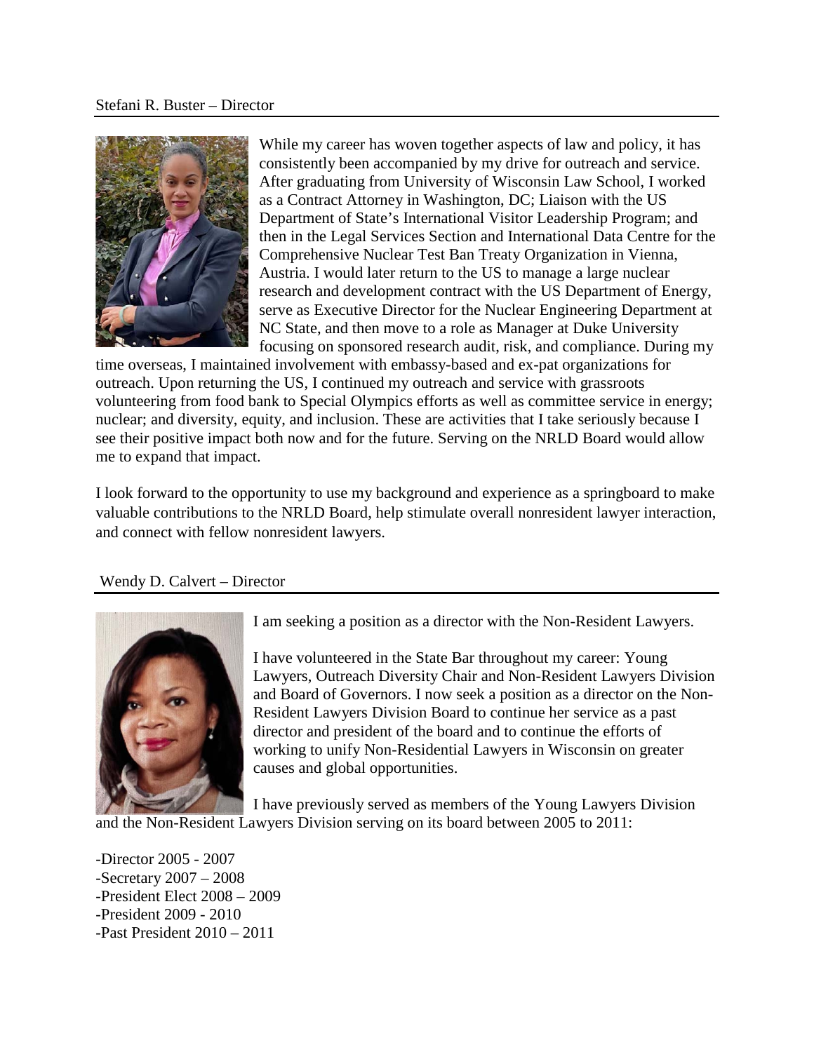## Stefani R. Buster – Director

While my career has woven together aspects of law and policy, it has consistently been accompanied by my drive for outreach and service. After graduating from University of Wisconsin Law School, I worked as a Contract Attorney in Washington, DC; Liaison with the US Department of State's International Visitor Leadership Program; and then in the Legal Services Section and International Data Centre for the Comprehensive Nuclear Test Ban Treaty Organization in Vienna, Austria. I would later return to the US to manage a large nuclear research and development contract with the US Department of Energy, serve as Executive Director for the Nuclear Engineering Department at NC State, and then move to a role as Manager at Duke University focusing on sponsored research audit, risk, and compliance. During my time overseas, I maintained involvement with embassy-based and ex-pat organizations for outreach. Upon returning the US, I continued my outreach and service with grassroots volunteering from food bank to Special Olympics efforts as well as committee service in energy; nuclear; and diversity, equity, and inclusion. These are activities that I take seriously because I see their positive impact both now and for the future. Serving on the NRLD Board would allow me to expand that impact.

I look forward to the opportunity to use my background and experience as a springboard to make valuable contributions to the NRLD Board, help stimulate overall nonresident lawyer interaction, and connect with fellow nonresident lawyers.

## Wendy D. Calvert – Director

I am seeking a position as a director with the Non-Resident Lawyers.

I have volunteered in the State Bar throughout my career: Young Lawyers, Outreach Diversity Chair and Non-Resident Lawyers Division and Board of Governors. I now seek a position as a director on the Non-Resident Lawyers Division Board to continue her service as a past director and president of the board and to continue the efforts of working to unify Non-Residential Lawyers in Wisconsin on greater causes and global opportunities.

I have previously served as members of the Young Lawyers Division and the Non-Resident Lawyers Division serving on its board between 2005 to 2011:

- Director 2005 - 2007
- Secretary 2007 – 2008
- President Elect 2008 – 2009
- President 2009 - 2010
- Past President 2010 – 2011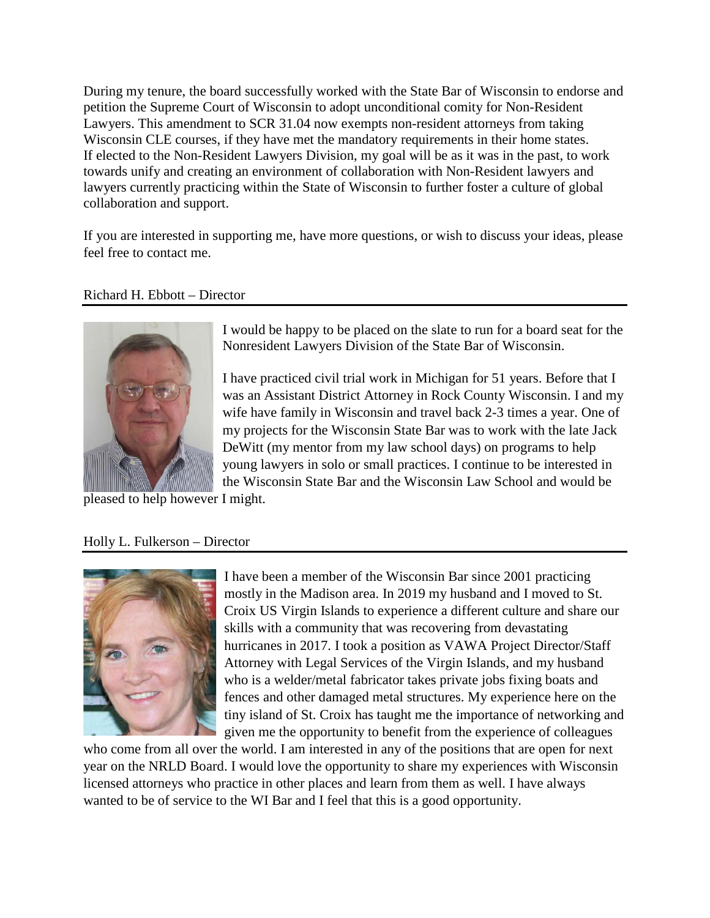During my tenure, the board successfully worked with the State Bar of Wisconsin to endorse and petition the Supreme Court of Wisconsin to adopt unconditional comity for Non-Resident Lawyers. This amendment to SCR 31.04 now exempts non-resident attorneys from taking Wisconsin CLE courses, if they have met the mandatory requirements in their home states. If elected to the Non-Resident Lawyers Division, my goal will be as it was in the past, to work towards unify and creating an environment of collaboration with Non-Resident lawyers and lawyers currently practicing within the State of Wisconsin to further foster a culture of global collaboration and support.

If you are interested in supporting me, have more questions, or wish to discuss your ideas, please feel free to contact me.

## Richard H. Ebbott – Director

I would be happy to be placed on the slate to run for a board seat for the Nonresident Lawyers Division of the State Bar of Wisconsin.

I have practiced civil trial work in Michigan for 51 years. Before that I was an Assistant District Attorney in Rock County Wisconsin. I and my wife have family in Wisconsin and travel back 2-3 times a year. One of my projects for the Wisconsin State Bar was to work with the late Jack DeWitt (my mentor from my law school days) on programs to help young lawyers in solo or small practices. I continue to be interested in the Wisconsin State Bar and the Wisconsin Law School and would be pleased to help however I might.

## Holly L. Fulkerson – Director

I have been a member of the Wisconsin Bar since 2001 practicing mostly in the Madison area. In 2019 my husband and I moved to St. Croix US Virgin Islands to experience a different culture and share our skills with a community that was recovering from devastating hurricanes in 2017. I took a position as VAWA Project Director/Staff Attorney with Legal Services of the Virgin Islands, and my husband who is a welder/metal fabricator takes private jobs fixing boats and fences and other damaged metal structures. My experience here on the tiny island of St. Croix has taught me the importance of networking and given me the opportunity to benefit from the experience of colleagues who come from all over the world. I am interested in any of the positions that are open for next year on the NRLD Board. I would love the opportunity to share my experiences with Wisconsin licensed attorneys who practice in other places and learn from them as well. I have always wanted to be of service to the WI Bar and I feel that this is a good opportunity.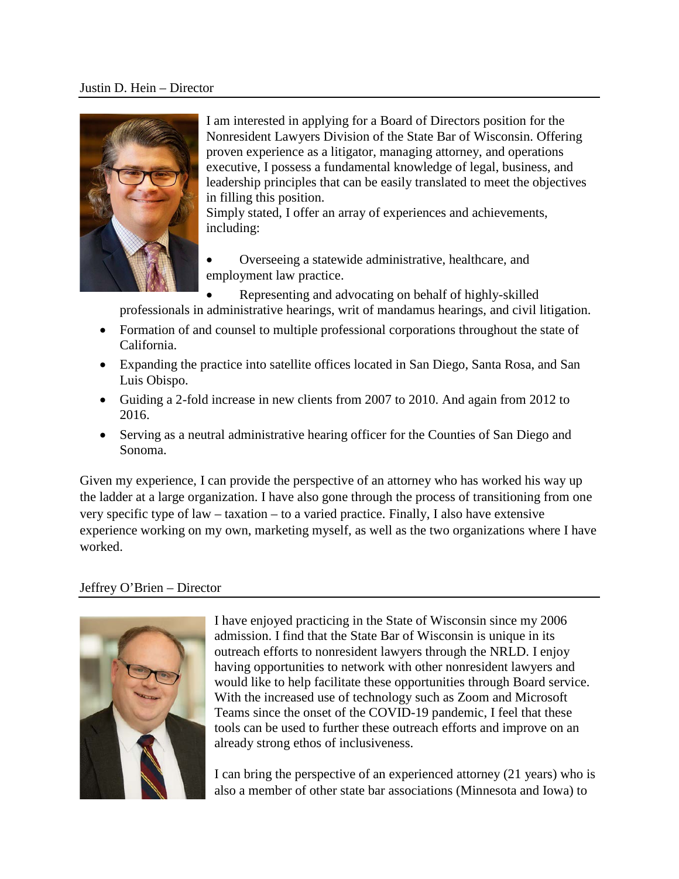## Justin D. Hein – Director

I am interested in applying for a Board of Directors position for the Nonresident Lawyers Division of the State Bar of Wisconsin. Offering proven experience as a litigator, managing attorney, and operations executive, I possess a fundamental knowledge of legal, business, and leadership principles that can be easily translated to meet the objectives in filling this position.

Simply stated, I offer an array of experiences and achievements, including:

- Overseeing a statewide administrative, healthcare, and employment law practice.
- Representing and advocating on behalf of highly-skilled professionals in administrative hearings, writ of mandamus hearings, and civil litigation.
- Formation of and counsel to multiple professional corporations throughout the state of California.
- Expanding the practice into satellite offices located in San Diego, Santa Rosa, and San Luis Obispo.
- Guiding a 2-fold increase in new clients from 2007 to 2010. And again from 2012 to 2016.
- Serving as a neutral administrative hearing officer for the Counties of San Diego and Sonoma.

Given my experience, I can provide the perspective of an attorney who has worked his way up the ladder at a large organization. I have also gone through the process of transitioning from one very specific type of law – taxation – to a varied practice. Finally, I also have extensive experience working on my own, marketing myself, as well as the two organizations where I have worked.

## Jeffrey O'Brien – Director

I have enjoyed practicing in the State of Wisconsin since my 2006 admission. I find that the State Bar of Wisconsin is unique in its outreach efforts to nonresident lawyers through the NRLD. I enjoy having opportunities to network with other nonresident lawyers and would like to help facilitate these opportunities through Board service. With the increased use of technology such as Zoom and Microsoft Teams since the onset of the COVID-19 pandemic, I feel that these tools can be used to further these outreach efforts and improve on an already strong ethos of inclusiveness.

I can bring the perspective of an experienced attorney (21 years) who is also a member of other state bar associations (Minnesota and Iowa) to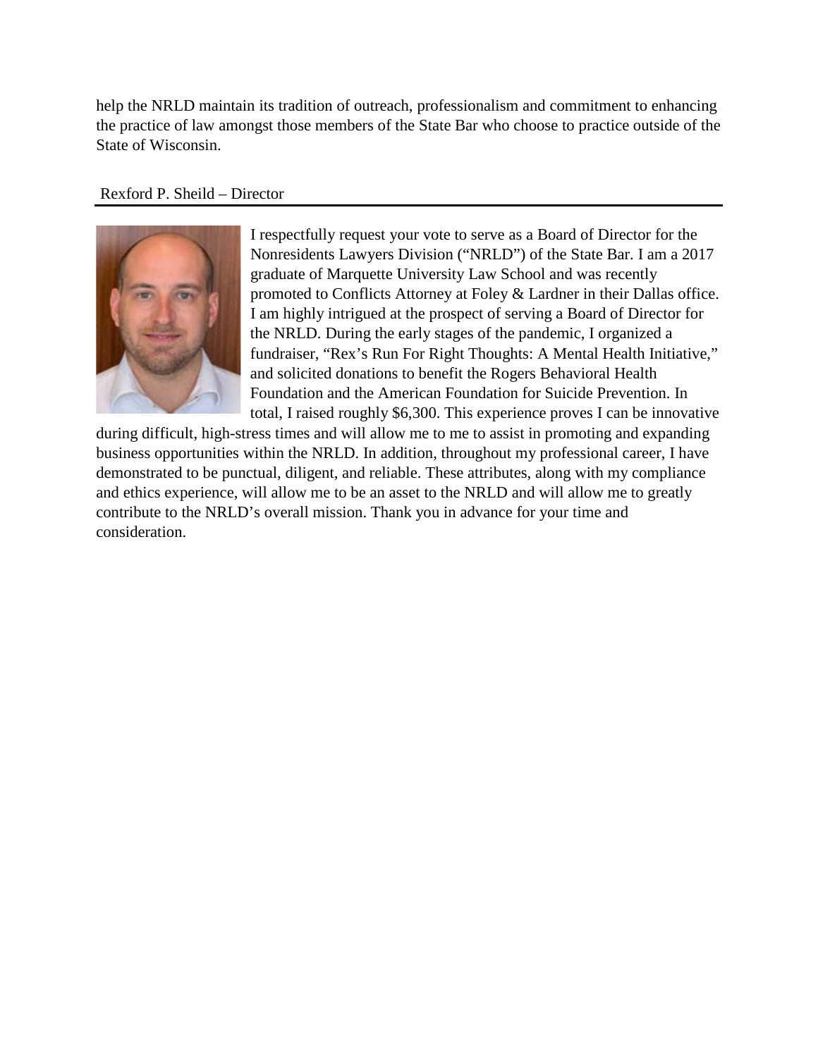help the NRLD maintain its tradition of outreach, professionalism and commitment to enhancing the practice of law amongst those members of the State Bar who choose to practice outside of the State of Wisconsin.

## Rexford P. Sheild – Director

I respectfully request your vote to serve as a Board of Director for the Nonresidents Lawyers Division ("NRLD") of the State Bar. I am a 2017 graduate of Marquette University Law School and was recently promoted to Conflicts Attorney at Foley & Lardner in their Dallas office. I am highly intrigued at the prospect of serving a Board of Director for the NRLD. During the early stages of the pandemic, I organized a fundraiser, "Rex's Run For Right Thoughts: A Mental Health Initiative," and solicited donations to benefit the Rogers Behavioral Health Foundation and the American Foundation for Suicide Prevention. In total, I raised roughly $6,300. This experience proves I can be innovative during difficult, high-stress times and will allow me to me to assist in promoting and expanding business opportunities within the NRLD. In addition, throughout my professional career, I have demonstrated to be punctual, diligent, and reliable. These attributes, along with my compliance and ethics experience, will allow me to be an asset to the NRLD and will allow me to greatly contribute to the NRLD's overall mission. Thank you in advance for your time and consideration.